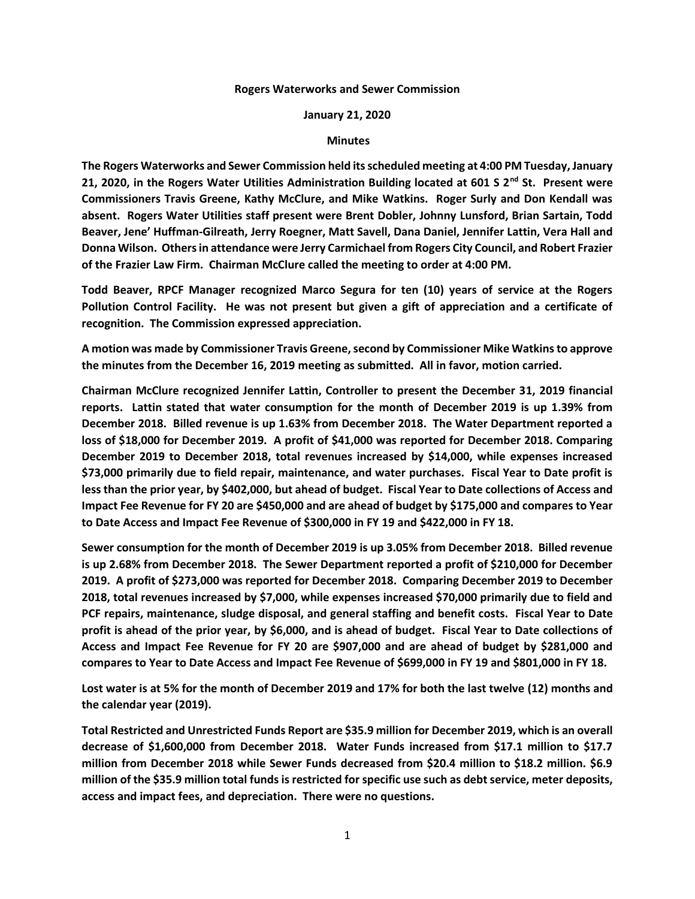**Rogers Waterworks and Sewer Commission**

**January 21, 2020**

**Minutes**

**The Rogers Waterworks and Sewer Commission held its scheduled meeting at 4:00 PM Tuesday, January 21, 2020, in the Rogers Water Utilities Administration Building located at 601 S 2nd St. Present were Commissioners Travis Greene, Kathy McClure, and Mike Watkins. Roger Surly and Don Kendall was absent. Rogers Water Utilities staff present were Brent Dobler, Johnny Lunsford, Brian Sartain, Todd Beaver, Jene' Huffman-Gilreath, Jerry Roegner, Matt Savell, Dana Daniel, Jennifer Lattin, Vera Hall and Donna Wilson. Others in attendance were Jerry Carmichael from Rogers City Council, and Robert Frazier of the Frazier Law Firm. Chairman McClure called the meeting to order at 4:00 PM.**

**Todd Beaver, RPCF Manager recognized Marco Segura for ten (10) years of service at the Rogers Pollution Control Facility. He was not present but given a gift of appreciation and a certificate of recognition. The Commission expressed appreciation.**

**A motion was made by Commissioner Travis Greene, second by Commissioner Mike Watkins to approve the minutes from the December 16, 2019 meeting as submitted. All in favor, motion carried.**

**Chairman McClure recognized Jennifer Lattin, Controller to present the December 31, 2019 financial reports. Lattin stated that water consumption for the month of December 2019 is up 1.39% from December 2018. Billed revenue is up 1.63% from December 2018. The Water Department reported a loss of $18,000 for December 2019. A profit of $41,000 was reported for December 2018. Comparing December 2019 to December 2018, total revenues increased by $14,000, while expenses increased $73,000 primarily due to field repair, maintenance, and water purchases. Fiscal Year to Date profit is less than the prior year, by $402,000, but ahead of budget. Fiscal Year to Date collections of Access and Impact Fee Revenue for FY 20 are $450,000 and are ahead of budget by $175,000 and compares to Year to Date Access and Impact Fee Revenue of $300,000 in FY 19 and $422,000 in FY 18.**

**Sewer consumption for the month of December 2019 is up 3.05% from December 2018. Billed revenue is up 2.68% from December 2018. The Sewer Department reported a profit of $210,000 for December 2019. A profit of $273,000 was reported for December 2018. Comparing December 2019 to December 2018, total revenues increased by $7,000, while expenses increased $70,000 primarily due to field and PCF repairs, maintenance, sludge disposal, and general staffing and benefit costs. Fiscal Year to Date profit is ahead of the prior year, by $6,000, and is ahead of budget. Fiscal Year to Date collections of Access and Impact Fee Revenue for FY 20 are $907,000 and are ahead of budget by $281,000 and compares to Year to Date Access and Impact Fee Revenue of $699,000 in FY 19 and $801,000 in FY 18.**

**Lost water is at 5% for the month of December 2019 and 17% for both the last twelve (12) months and the calendar year (2019).**

**Total Restricted and Unrestricted Funds Report are $35.9 million for December 2019, which is an overall decrease of $1,600,000 from December 2018. Water Funds increased from $17.1 million to $17.7 million from December 2018 while Sewer Funds decreased from $20.4 million to $18.2 million. $6.9 million of the $35.9 million total funds is restricted for specific use such as debt service, meter deposits, access and impact fees, and depreciation. There were no questions.**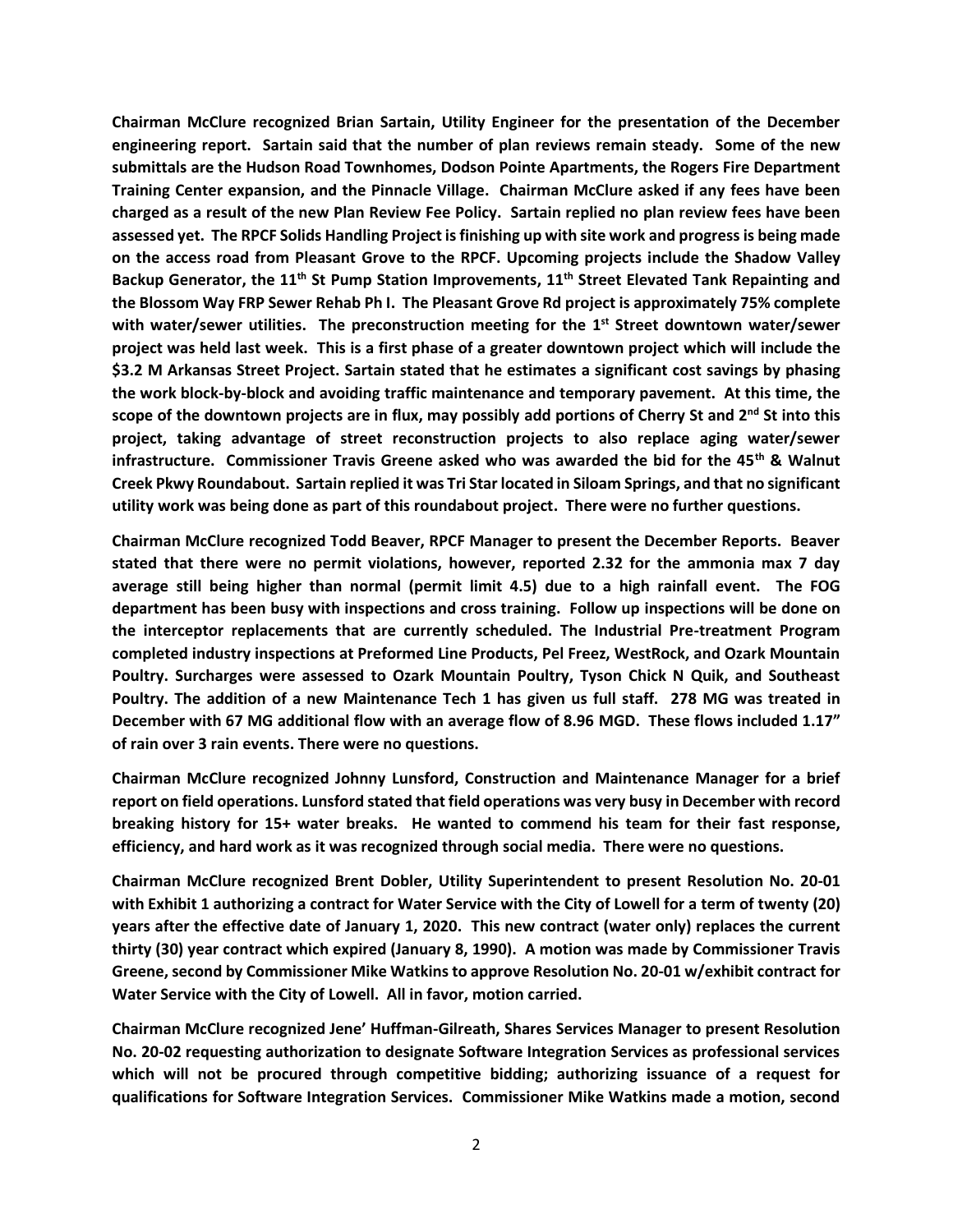**Chairman McClure recognized Brian Sartain, Utility Engineer for the presentation of the December engineering report. Sartain said that the number of plan reviews remain steady. Some of the new submittals are the Hudson Road Townhomes, Dodson Pointe Apartments, the Rogers Fire Department Training Center expansion, and the Pinnacle Village. Chairman McClure asked if any fees have been charged as a result of the new Plan Review Fee Policy. Sartain replied no plan review fees have been assessed yet. The RPCF Solids Handling Project is finishing up with site work and progress is being made on the access road from Pleasant Grove to the RPCF. Upcoming projects include the Shadow Valley Backup Generator, the 11th St Pump Station Improvements, 11th Street Elevated Tank Repainting and the Blossom Way FRP Sewer Rehab Ph I. The Pleasant Grove Rd project is approximately 75% complete with water/sewer utilities. The preconstruction meeting for the 1st downtown water/sewer project was held last week. This is a first phase of a greater downtown project which will include the $3.2 M Arkansas Street Project. Sartain stated that he estimates a significant cost savings by phasing the work block-by-block and avoiding traffic maintenance and temporary pavement. At this time, the scope of the downtown projects are in flux, may possibly add portions of Cherry St and 2nd St into this project, taking advantage of street reconstruction projects to also replace aging water/sewer infrastructure. Commissioner Travis Greene asked who was awarded the bid for the 45th & Walnut Creek Pkwy Roundabout. Sartain replied it was Tri Star located in Siloam Springs, and that no significant utility work was being done as part of this roundabout project. There were no further questions.**

**Chairman McClure recognized Todd Beaver, RPCF Manager to present the December Reports. Beaver stated that there were no permit violations, however, reported 2.32 for the ammonia max 7 day average still being higher than normal (permit limit 4.5) due to a high rainfall event. The FOG department has been busy with inspections and cross training. Follow up inspections will be done on the interceptor replacements that are currently scheduled. The Industrial Pre-treatment Program completed industry inspections at Preformed Line Products, Pel Freez, WestRock, and Ozark Mountain Poultry. Surcharges were assessed to Ozark Mountain Poultry, Tyson Chick N Quik, and Southeast Poultry. The addition of a new Maintenance Tech 1 has given us full staff. 278 MG was treated in December with 67 MG additional flow with an average flow of 8.96 MGD. These flows included 1.17" of rain over 3 rain events. There were no questions.**

**Chairman McClure recognized Johnny Lunsford, Construction and Maintenance Manager for a brief report on field operations. Lunsford stated that field operations was very busy in December with record breaking history for 15+ water breaks. He wanted to commend his team for their fast response, efficiency, and hard work as it was recognized through social media. There were no questions.**

**Chairman McClure recognized Brent Dobler, Utility Superintendent to present Resolution No. 20-01 with Exhibit 1 authorizing a contract for Water Service with the City of Lowell for a term of twenty (20) years after the effective date of January 1, 2020. This new contract (water only) replaces the current thirty (30) year contract which expired (January 8, 1990). A motion was made by Commissioner Travis Greene, second by Commissioner Mike Watkins to approve Resolution No. 20-01 w/exhibit contract for Water Service with the City of Lowell. All in favor, motion carried.**

**Chairman McClure recognized Jene' Huffman-Gilreath, Shares Services Manager to present Resolution No. 20-02 requesting authorization to designate Software Integration Services as professional services which will not be procured through competitive bidding; authorizing issuance of a request for qualifications for Software Integration Services. Commissioner Mike Watkins made a motion, second**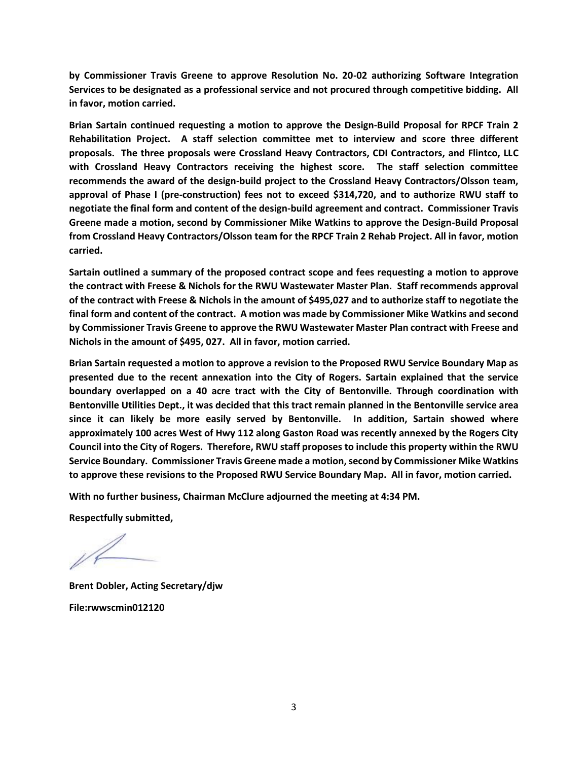**by Commissioner Travis Greene to approve Resolution No. 20-02 authorizing Software Integration Services to be designated as a professional service and not procured through competitive bidding. All in favor, motion carried.**

**Brian Sartain continued requesting a motion to approve the Design-Build Proposal for RPCF Train 2 Rehabilitation Project. A staff selection committee met to interview and score three different proposals. The three proposals were Crossland Heavy Contractors, CDI Contractors, and Flintco, LLC with Crossland Heavy Contractors receiving the highest score. The staff selection committee recommends the award of the design-build project to the Crossland Heavy Contractors/Olsson team, approval of Phase I (pre-construction) fees not to exceed $314,720, and to authorize RWU staff to negotiate the final form and content of the design-build agreement and contract. Commissioner Travis Greene made a motion, second by Commissioner Mike Watkins to approve the Design-Build Proposal from Crossland Heavy Contractors/Olsson team for the RPCF Train 2 Rehab Project. All in favor, motion carried.**

**Sartain outlined a summary of the proposed contract scope and fees requesting a motion to approve the contract with Freese & Nichols for the RWU Wastewater Master Plan. Staff recommends approval of the contract with Freese & Nichols in the amount of $495,027 and to authorize staff to negotiate the final form and content of the contract. A motion was made by Commissioner Mike Watkins and second by Commissioner Travis Greene to approve the RWU Wastewater Master Plan contract with Freese and Nichols in the amount of $495, 027. All in favor, motion carried.**

**Brian Sartain requested a motion to approve a revision to the Proposed RWU Service Boundary Map as presented due to the recent annexation into the City of Rogers. Sartain explained that the service boundary overlapped on a 40 acre tract with the City of Bentonville. Through coordination with Bentonville Utilities Dept., it was decided that this tract remain planned in the Bentonville service area since it can likely be more easily served by Bentonville. In addition, Sartain showed where approximately 100 acres West of Hwy 112 along Gaston Road was recently annexed by the Rogers City Council into the City of Rogers. Therefore, RWU staff proposes to include this property within the RWU Service Boundary. Commissioner Travis Greene made a motion, second by Commissioner Mike Watkins to approve these revisions to the Proposed RWU Service Boundary Map. All in favor, motion carried.**

**With no further business, Chairman McClure adjourned the meeting at 4:34 PM.**

**Respectfully submitted,**

**Brent Dobler, Acting Secretary/djw**

**File:rwwscmin012120**